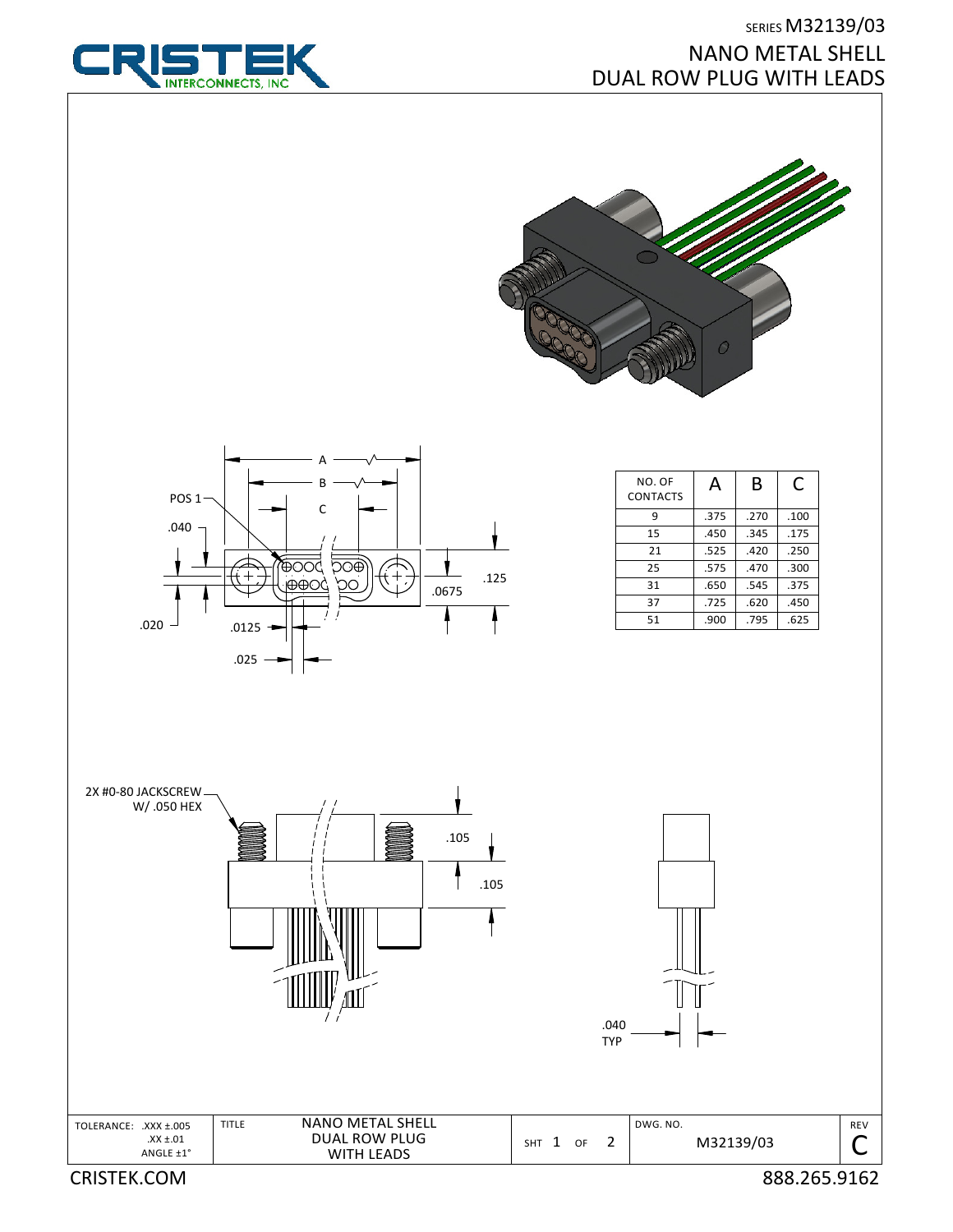SERIES M32139/03

# NANO METAL SHELL DUAL ROW PLUG WITH LEADS

POS 1

.040

.020

.0125

.025

A

B

C

.125

.0675

| NO. OF CONTACTS | A | B | C |
|---|---|---|---|
| 9 | .375 | .270 | .100 |
| 15 | .450 | .345 | .175 |
| 21 | .525 | .420 | .250 |
| 25 | .575 | .470 | .300 |
| 31 | .650 | .545 | .375 |
| 37 | .725 | .620 | .450 |
| 51 | .900 | .795 | .625 |

2X #0-80 JACKSCREW W/ .050 HEX

.105

.105

.040 TYP

| TOLERANCE: .XXX ±.005 .XX ±.01 ANGLE ±1° | TITLE NANO METAL SHELL DUAL ROW PLUG WITH LEADS | SHT 1 OF 2 | DWG. NO. M32139/03 | REV C |
|---|---|---|---|---|

CRISTEK.COM 888.265.9162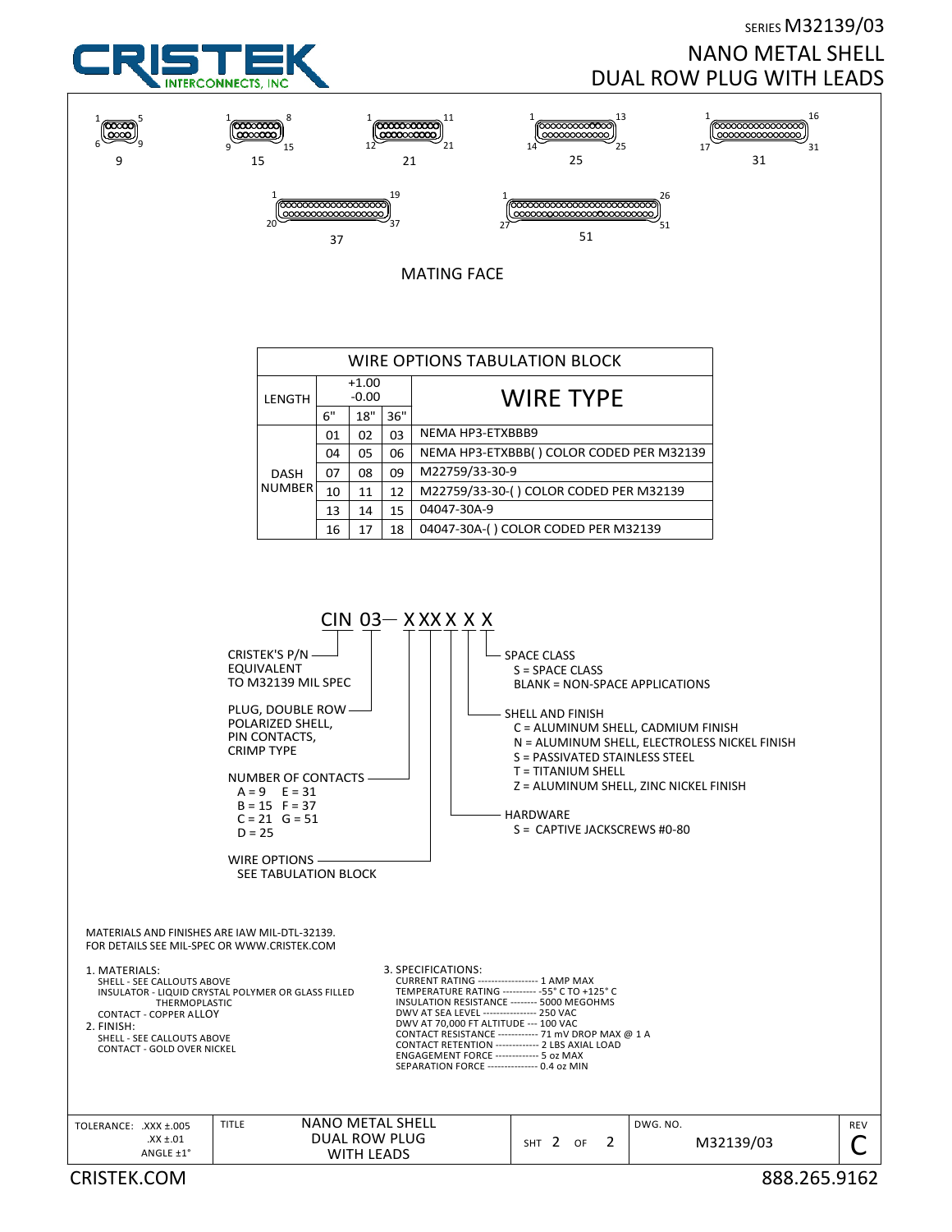SERIES M32139/03

# NANO METAL SHELL DUAL ROW PLUG WITH LEADS

1 5 6 9
9

1 8 9 15
15

1 11 12 21
21

1 13 14 25
25

1 16 17 31
31

1 19 20 37
37

1 26 27 51
51

MATING FACE

| WIRE OPTIONS TABULATION BLOCK | | | | |
|---|---|---|---|---|
| LENGTH | +1.00 -0.00 | | | WIRE TYPE |
| | 6" | 18" | 36" | |
| DASH NUMBER | 01 | 02 | 03 | NEMA HP3-ETXBBB9 |
| | 04 | 05 | 06 | NEMA HP3-ETXBBB( ) COLOR CODED PER M32139 |
| | 07 | 08 | 09 | M22759/33-30-9 |
| | 10 | 11 | 12 | M22759/33-30-( ) COLOR CODED PER M32139 |
| | 13 | 14 | 15 | 04047-30A-9 |
| | 16 | 17 | 18 | 04047-30A-( ) COLOR CODED PER M32139 |

CIN 03— X XX X X X

- CRISTEK'S P/N EQUIVALENT TO M32139 MIL SPEC
- PLUG, DOUBLE ROW POLARIZED SHELL, PIN CONTACTS, CRIMP TYPE
- NUMBER OF CONTACTS
  - A = 9 E = 31
  - B = 15 F = 37
  - C = 21 G = 51
  - D = 25
- WIRE OPTIONS
  - SEE TABULATION BLOCK
- HARDWARE
  - S = CAPTIVE JACKSCREWS #0-80
- SHELL AND FINISH
  - C = ALUMINUM SHELL, CADMIUM FINISH
  - N = ALUMINUM SHELL, ELECTROLESS NICKEL FINISH
  - S = PASSIVATED STAINLESS STEEL
  - T = TITANIUM SHELL
  - Z = ALUMINUM SHELL, ZINC NICKEL FINISH
- SPACE CLASS
  - S = SPACE CLASS
  - BLANK = NON-SPACE APPLICATIONS

MATERIALS AND FINISHES ARE IAW MIL-DTL-32139.
FOR DETAILS SEE MIL-SPEC OR WWW.CRISTEK.COM

1. MATERIALS:
   - SHELL - SEE CALLOUTS ABOVE
   - INSULATOR - LIQUID CRYSTAL POLYMER OR GLASS FILLED THERMOPLASTIC
   - CONTACT - COPPER ALLOY
2. FINISH:
   - SHELL - SEE CALLOUTS ABOVE
   - CONTACT - GOLD OVER NICKEL
3. SPECIFICATIONS:
   - CURRENT RATING ------------------ 1 AMP MAX
   - TEMPERATURE RATING ---------- -55° C TO +125° C
   - INSULATION RESISTANCE -------- 5000 MEGOHMS
   - DWV AT SEA LEVEL ---------------- 250 VAC
   - DWV AT 70,000 FT ALTITUDE --- 100 VAC
   - CONTACT RESISTANCE ------------ 71 mV DROP MAX @ 1 A
   - CONTACT RETENTION ------------- 2 LBS AXIAL LOAD
   - ENGAGEMENT FORCE ------------- 5 oz MAX
   - SEPARATION FORCE --------------- 0.4 oz MIN

| TOLERANCE: .XXX ±.005 .XX ±.01 ANGLE ±1° | TITLE NANO METAL SHELL DUAL ROW PLUG WITH LEADS | SHT 2 OF 2 | DWG. NO. M32139/03 | REV C |
|---|---|---|---|---|

CRISTEK.COM    888.265.9162